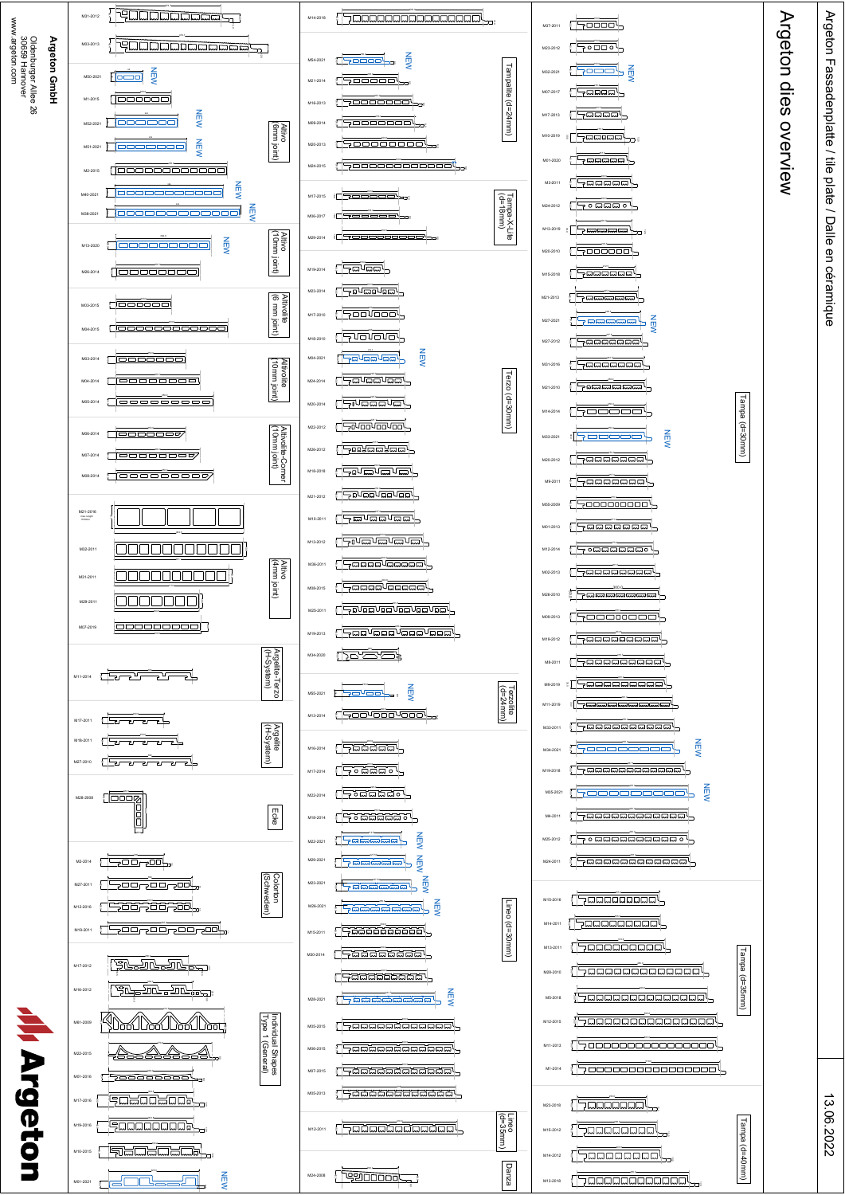# Argeton Fassadenplatte / tile plate / Dalle en céramique

## Argeton dies overview

13.06.2022

**Argeton GmbH**
Oldenburger Allee 26
30659 Hannover
www.argeton.com

### Altivo (6mm joint)
- M31-2012
- M03-2013
- M50-2021 NEW
- M1-2015
- M52-2021 NEW
- M51-2021 NEW
- M2-2015
- M40-2021 NEW
- M38-2021 NEW

### Altivo (10mm joint)
- M13-2020 NEW
- M26-2014

### Altivolite (6 mm joint)
- M03-2015
- M04-2015

### Altivolite (10mm joint)
- M03-2014
- M04-2014
- M05-2014

### Altivolite-Corner (10mm joint)
- M06-2014
- M07-2014
- M08-2014

### Altivo (4mm joint)
- M21-2016
- M32-2011
- M31-2011
- M29-2011
- M07-2019

### Argelite-Terzo (H-System)
- M11-2014

### Argelite (H-System)
- M17-2011
- M18-2011
- M27-2010

### Ecke
- M28-2008

### Colorton (Schweden)
- M2-2014
- M27-2011
- M12-2016
- M19-2011

### Individual Shapes Type 1 (General)
- M17-2012
- M16-2012
- M01-2009
- M22-2015
- M01-2016
- M17-2016
- M19-2016
- M10-2015
- M01-2021 NEW

### Tampalite (d=24mm)
- M14-2018
- M54-2021 NEW
- M21-2014
- M16-2013
- M09-2014
- M03-2013
- M24-2015

### Tampa-X-Lite (d=18mm)
- M17-2015
- M06-2017
- M29-2014

### Terzo (d=30mm)
- M19-2014
- M23-2014
- M17-2010
- M18-2010
- M04-2021 NEW
- M24-2014
- M20-2014
- M22-2012
- M26-2012
- M18-2018
- M21-2012
- M10-2011
- M13-2012
- M36-2011
- M09-2015
- M25-2011
- M19-2013
- M34-2020

### Terzolite (d=24mm)
- M55-2021 NEW
- M13-2014

### Lineo (d=30mm)
- M16-2014
- M17-2014
- M22-2014
- M18-2014
- M22-2021 NEW
- M29-2021 NEW
- M23-2021 NEW
- M26-2021 NEW
- M15-2011
- M30-2014
- M28-2021 NEW
- M05-2015
- M06-2015
- M07-2015
- M05-2013

### Lineo (d=35mm)
- M12-2011

### Danza
- M24-2008

### Tampa (d=30mm)
- M37-2011
- M23-2012
- M32-2021 NEW
- M07-2017
- M17-2013
- M10-2019
- M01-2020
- M3-2011
- M24-2012
- M13-2019
- M20-2010
- M15-2018
- M21-2013
- M27-2021 NEW
- M27-2012
- M31-2016
- M21-2010
- M14-2014
- M03-2021 NEW
- M20-2012
- M9-2011
- M55-2009
- M01-2013
- M12-2014
- M02-2013
- M26-2010
- M06-2013
- M19-2012
- M8-2011
- M8-2019
- M11-2019
- M33-2011
- M34-2021 NEW
- M19-2018
- M35-2021 NEW
- M4-2011
- M25-2012
- M24-2011

### Tampa (d=35mm)
- M15-2016
- M14-2011
- M13-2011
- M28-2010
- M5-2018
- M12-2015
- M11-2013
- M1-2014

### Tampa (d=40mm)
- M23-2018
- M15-2012
- M14-2012
- M13-2018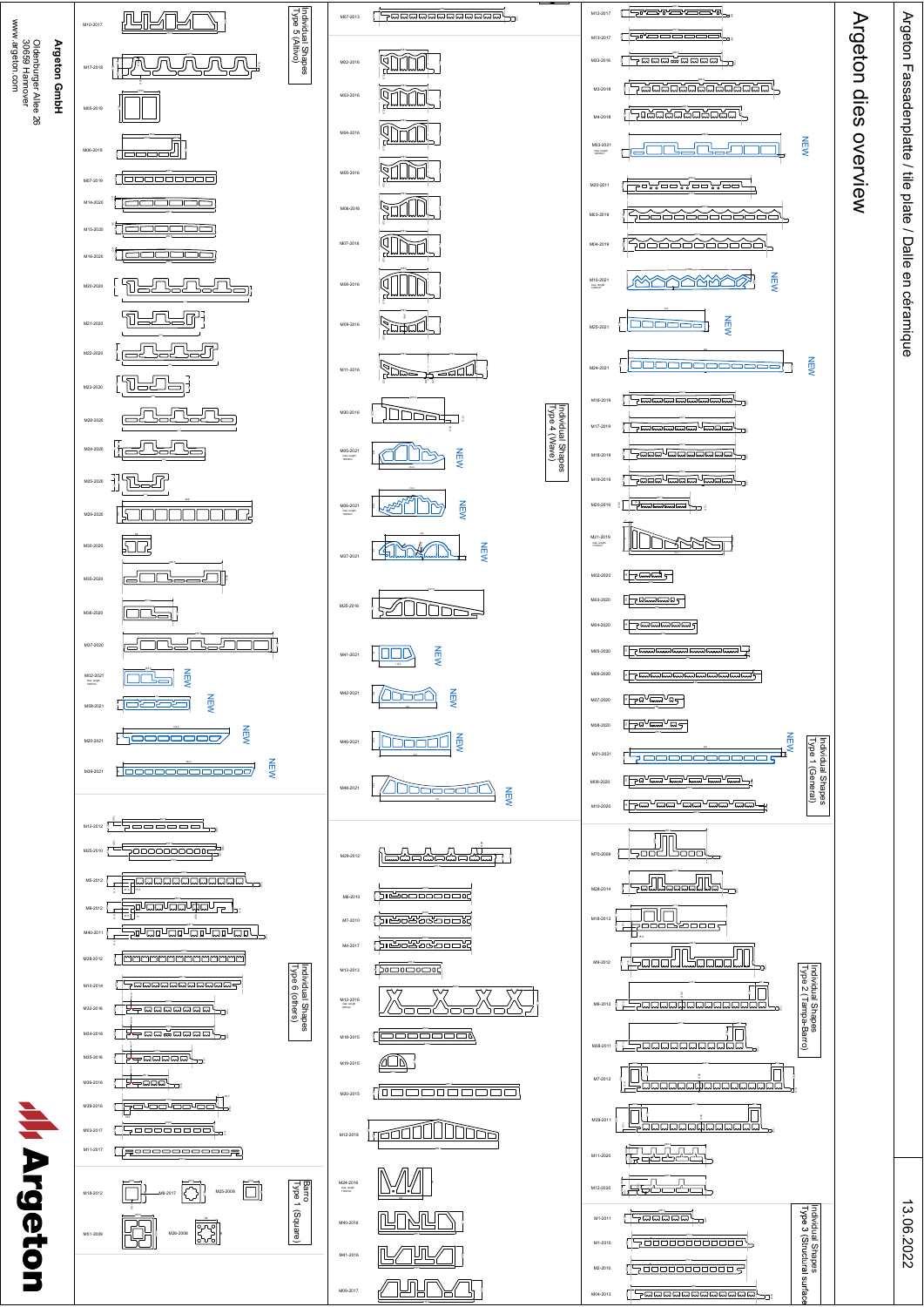# Argeton dies overview

## Argeton Fassadenplatte / tile plate / Dalle en céramique

13.06.2022

**Argeton GmbH**
Oldenburger Allee 26
30659 Hannover
www.argeton.com

### Individual Shapes Type 1 (General)

M12-2017
M13-2017
M03-2016
M3-2018
M4-2018
M03-2021 NEW
M20-2011
M03-2019
M04-2019
M10-2021 NEW
M25-2021 NEW
M24-2021 NEW
M16-2019
M17-2019
M18-2019
M19-2019
M20-2019
M21-2019
M02-2020
M03-2020
M04-2020
M05-2020
M06-2020
M07-2020
M08-2020
M21-2021 NEW
M09-2020
M10-2020

### Individual Shapes Type 2 (Tampa-Barro)

M70-2009
M28-2014
M18-2013
M9-2012
M6-2012
M38-2011
M7-2012
M39-2011
M11-2020
M12-2020

### Individual Shapes Type 3 (Structural surface)

M1-2011
M1-2010
M2-2010
M04-2013

### Individual Shapes Type 4 (Wave)

M07-2013
M02-2016
M03-2016
M04-2016
M05-2016
M06-2016
M07-2016
M08-2016
M09-2016
M11-2016
M30-2016
M05-2021 NEW
M06-2021 NEW
M07-2021 NEW
M25-2016
M41-2021 NEW
M42-2021 NEW
M46-2021 NEW
M48-2021 NEW

M29-2012
M6-2010
M7-2010
M4-2017
M13-2013
M13-2016
M18-2015
M19-2015
M20-2015
M12-2018
M24-2016
M40-2016
M41-2016
M09-2017

### Individual Shapes Type 5 (Altivo)

M10-2017
M17-2018
M05-2019
M06-2019
M07-2019
M14-2020
M15-2020
M16-2020
M20-2020
M21-2020
M22-2020
M23-2020
M28-2020
M24-2020
M25-2020
M29-2020
M30-2020
M35-2020
M36-2020
M37-2020
M02-2021 NEW
M58-2021 NEW
M20-2021 NEW
M39-2021 NEW

### Individual Shapes Type 6 (others)

M12-2012
M25-2010
M5-2012
M8-2012
M40-2011
M28-2012
M10-2014
M32-2016
M34-2016
M35-2016
M36-2016
M39-2016
M03-2017
M11-2017

### Barro Type 1 (Square)

M18-2012
M8-2017
M25-2008
M51-2009
M26-2008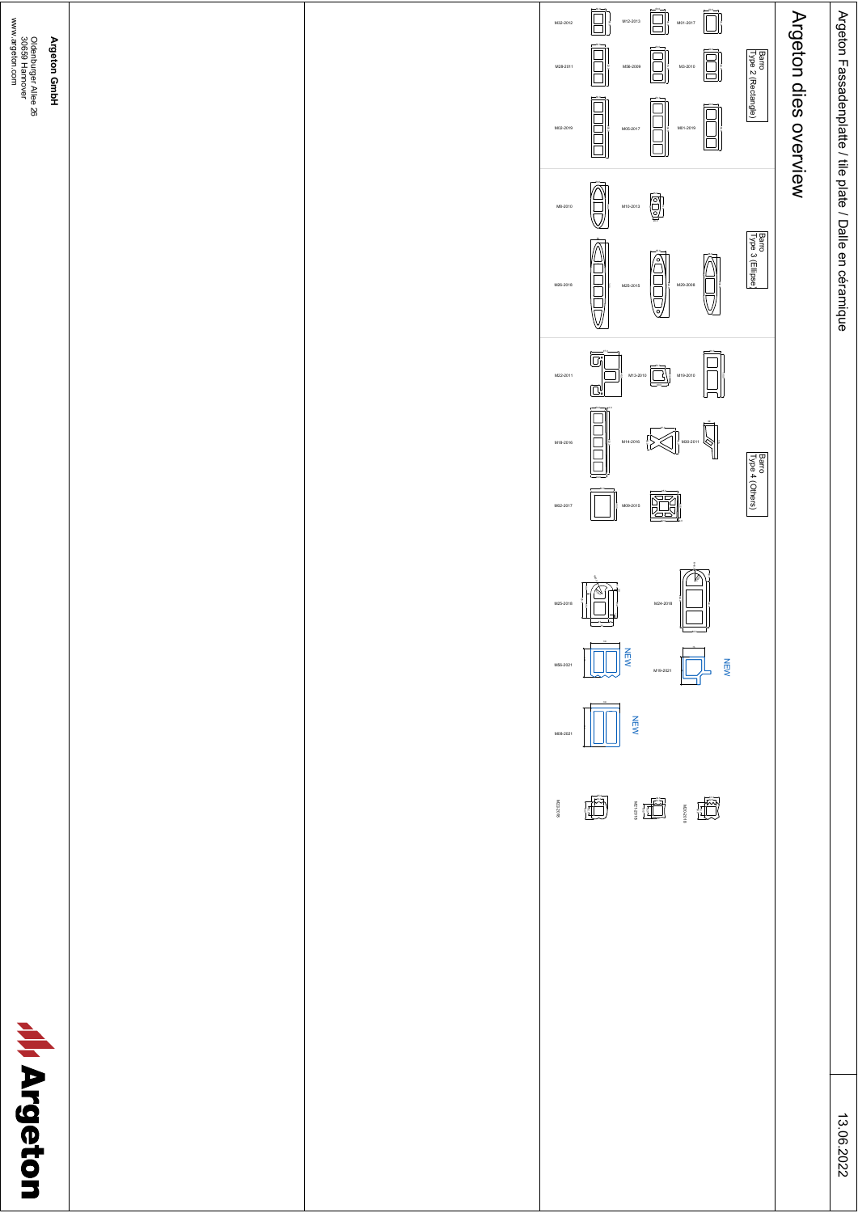# Argeton Fassadenplatte / tile plate / Dalle en céramique

13.06.2022

## Argeton dies overview

Barro Type 2 (Rectangle)

M32-2012

M12-2013

M31-2017

M28-2011

M58-2009

M3-2010

M02-2019

M05-2017

M01-2019

Barro Type 3 (Ellipse)

M8-2010

M10-2013

M26-2018

M25-2015

M29-2008

Barro Type 4 (Others)

M22-2011

M13-2010

M19-2010

M18-2016

M14-2016

M30-2011

M62-2017

M09-2015

M25-2018

M24-2018

M56-2021

NEW

M19-2021

NEW

M08-2021

NEW

M22-2016

M21-2016

M20-2016

**Argeton GmbH**
Oldenburger Allee 26
30659 Hannover
www.argeton.com

Argeton